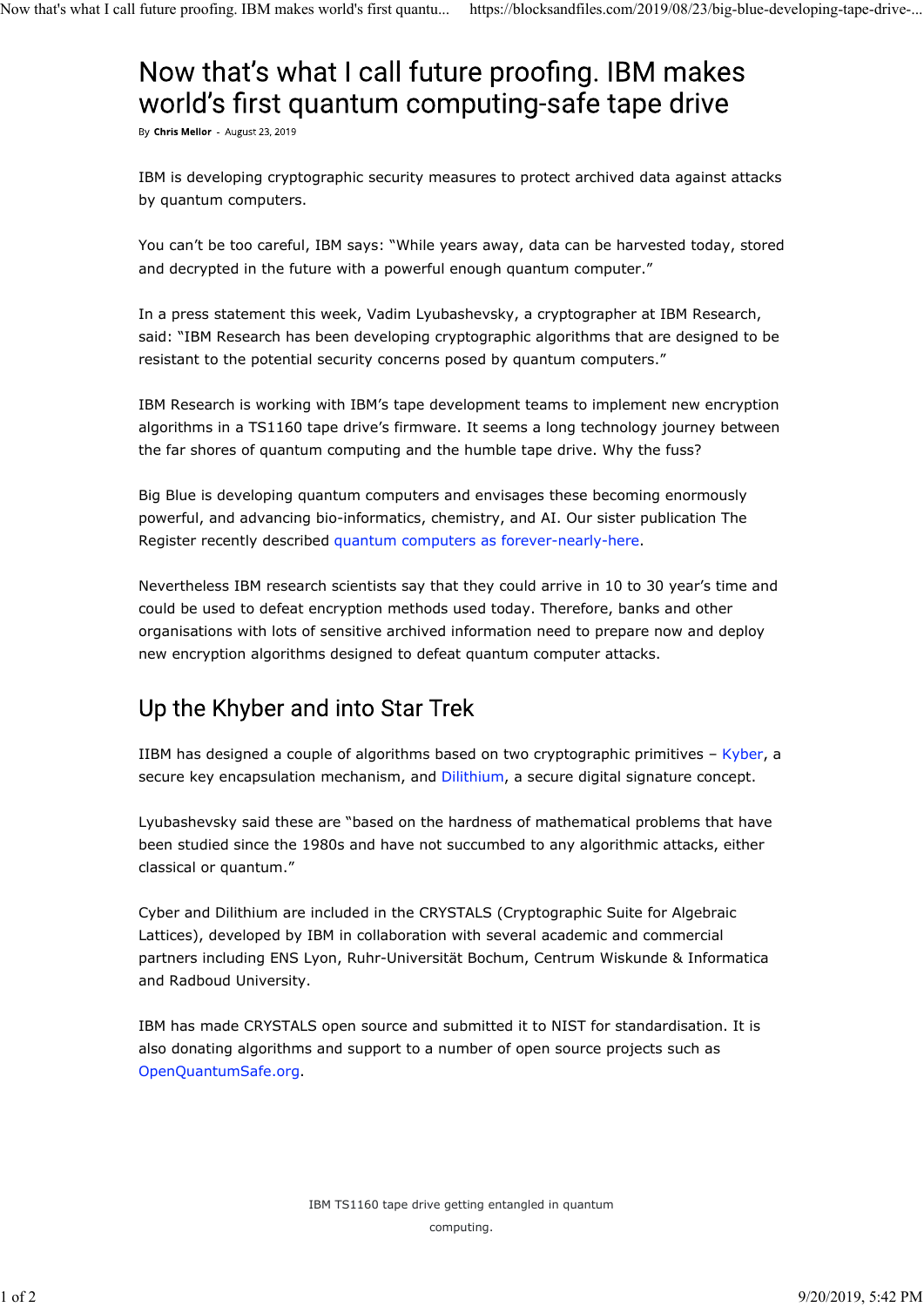# Now that's what I call future proofing. IBM makes world's first quantum computing-safe tape drive

By **Chris Mellor** - August 23, 2019

IBM is developing cryptographic security measures to protect archived data against attacks by quantum computers.

You can't be too careful, IBM says: "While years away, data can be harvested today, stored and decrypted in the future with a powerful enough quantum computer."

In a press statement this week, Vadim Lyubashevsky, a cryptographer at IBM Research, said: "IBM Research has been developing cryptographic algorithms that are designed to be resistant to the potential security concerns posed by quantum computers."

IBM Research is working with IBM's tape development teams to implement new encryption algorithms in a TS1160 tape drive's firmware. It seems a long technology journey between the far shores of quantum computing and the humble tape drive. Why the fuss?

Big Blue is developing quantum computers and envisages these becoming enormously powerful, and advancing bio-informatics, chemistry, and AI. Our sister publication The Register recently described quantum computers as forever-nearly-here.

Nevertheless IBM research scientists say that they could arrive in 10 to 30 year's time and could be used to defeat encryption methods used today. Therefore, banks and other organisations with lots of sensitive archived information need to prepare now and deploy new encryption algorithms designed to defeat quantum computer attacks.

## Up the Khyber and into Star Trek

IIBM has designed a couple of algorithms based on two cryptographic primitives – Kyber, a secure key encapsulation mechanism, and Dilithium, a secure digital signature concept.

Lyubashevsky said these are "based on the hardness of mathematical problems that have been studied since the 1980s and have not succumbed to any algorithmic attacks, either classical or quantum."

Cyber and Dilithium are included in the CRYSTALS (Cryptographic Suite for Algebraic Lattices), developed by IBM in collaboration with several academic and commercial partners including ENS Lyon, Ruhr-Universität Bochum, Centrum Wiskunde & Informatica and Radboud University.

IBM has made CRYSTALS open source and submitted it to NIST for standardisation. It is also donating algorithms and support to a number of open source projects such as OpenQuantumSafe.org.

IBM TS1160 tape drive getting entangled in quantum computing.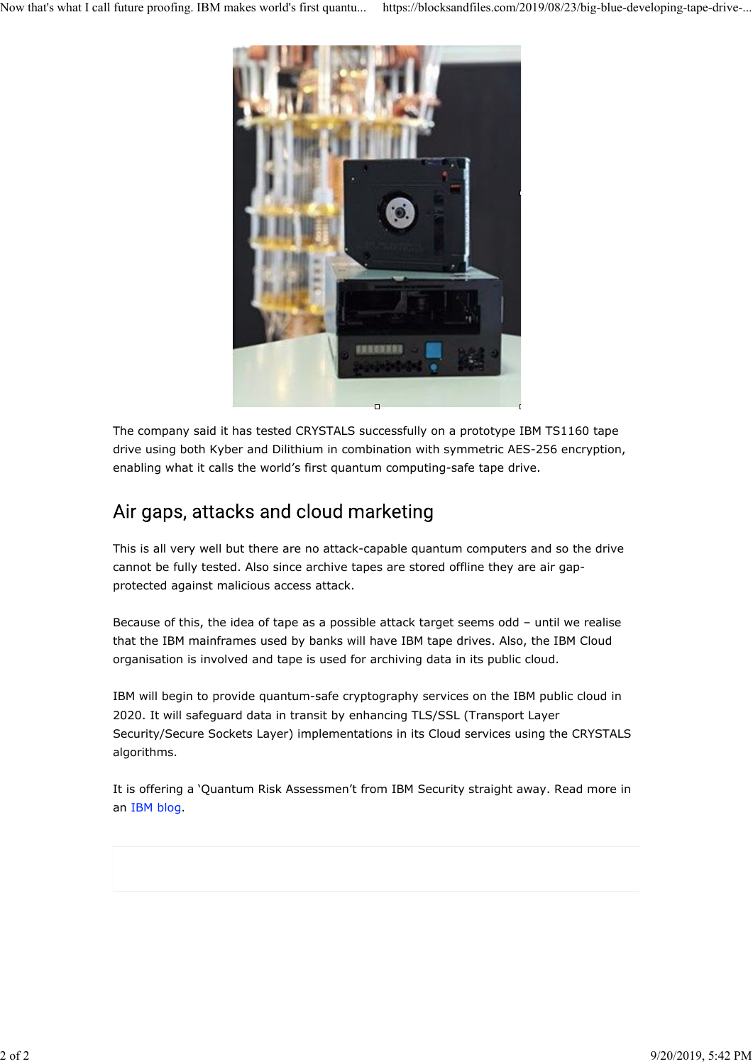The company said it has tested CRYSTALS successfully on a prototype IBM TS1160 tape drive using both Kyber and Dilithium in combination with symmetric AES-256 encryption, enabling what it calls the world's first quantum computing-safe tape drive.

## Air gaps, attacks and cloud marketing

This is all very well but there are no attack-capable quantum computers and so the drive cannot be fully tested. Also since archive tapes are stored offline they are air gap-protected against malicious access attack.

Because of this, the idea of tape as a possible attack target seems odd – until we realise that the IBM mainframes used by banks will have IBM tape drives. Also, the IBM Cloud organisation is involved and tape is used for archiving data in its public cloud.

IBM will begin to provide quantum-safe cryptography services on the IBM public cloud in 2020. It will safeguard data in transit by enhancing TLS/SSL (Transport Layer Security/Secure Sockets Layer) implementations in its Cloud services using the CRYSTALS algorithms.

It is offering a 'Quantum Risk Assessmen't from IBM Security straight away. Read more in an IBM blog.